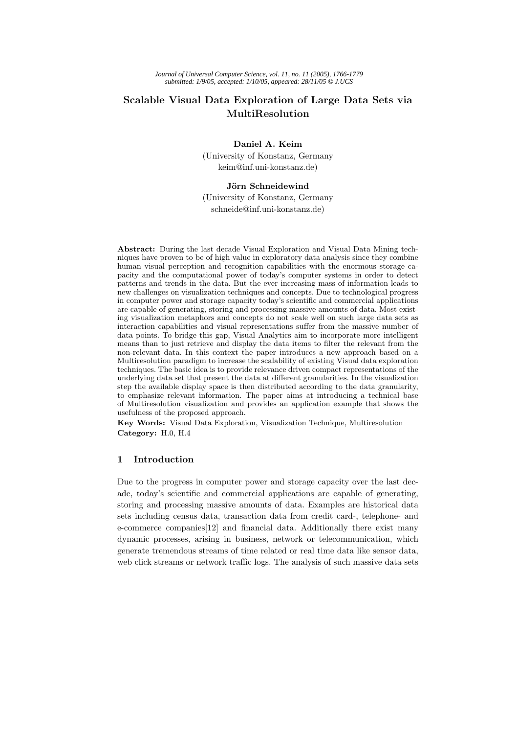# Scalable Visual Data Exploration of Large Data Sets via MultiResolution

**Daniel A. Keim**
(University of Konstanz, Germany
keim@inf.uni-konstanz.de)

**Jörn Schneidewind**
(University of Konstanz, Germany
schneide@inf.uni-konstanz.de)

**Abstract:** During the last decade Visual Exploration and Visual Data Mining techniques have proven to be of high value in exploratory data analysis since they combine human visual perception and recognition capabilities with the enormous storage capacity and the computational power of today's computer systems in order to detect patterns and trends in the data. But the ever increasing mass of information leads to new challenges on visualization techniques and concepts. Due to technological progress in computer power and storage capacity today's scientific and commercial applications are capable of generating, storing and processing massive amounts of data. Most existing visualization metaphors and concepts do not scale well on such large data sets as interaction capabilities and visual representations suffer from the massive number of data points. To bridge this gap, Visual Analytics aim to incorporate more intelligent means than to just retrieve and display the data items to filter the relevant from the non-relevant data. In this context the paper introduces a new approach based on a Multiresolution paradigm to increase the scalability of existing Visual data exploration techniques. The basic idea is to provide relevance driven compact representations of the underlying data set that present the data at different granularities. In the visualization step the available display space is then distributed according to the data granularity, to emphasize relevant information. The paper aims at introducing a technical base of Multiresolution visualization and provides an application example that shows the usefulness of the proposed approach.

**Key Words:** Visual Data Exploration, Visualization Technique, Multiresolution
**Category:** H.0, H.4

## 1 Introduction

Due to the progress in computer power and storage capacity over the last decade, today's scientific and commercial applications are capable of generating, storing and processing massive amounts of data. Examples are historical data sets including census data, transaction data from credit card-, telephone- and e-commerce companies[12] and financial data. Additionally there exist many dynamic processes, arising in business, network or telecommunication, which generate tremendous streams of time related or real time data like sensor data, web click streams or network traffic logs. The analysis of such massive data sets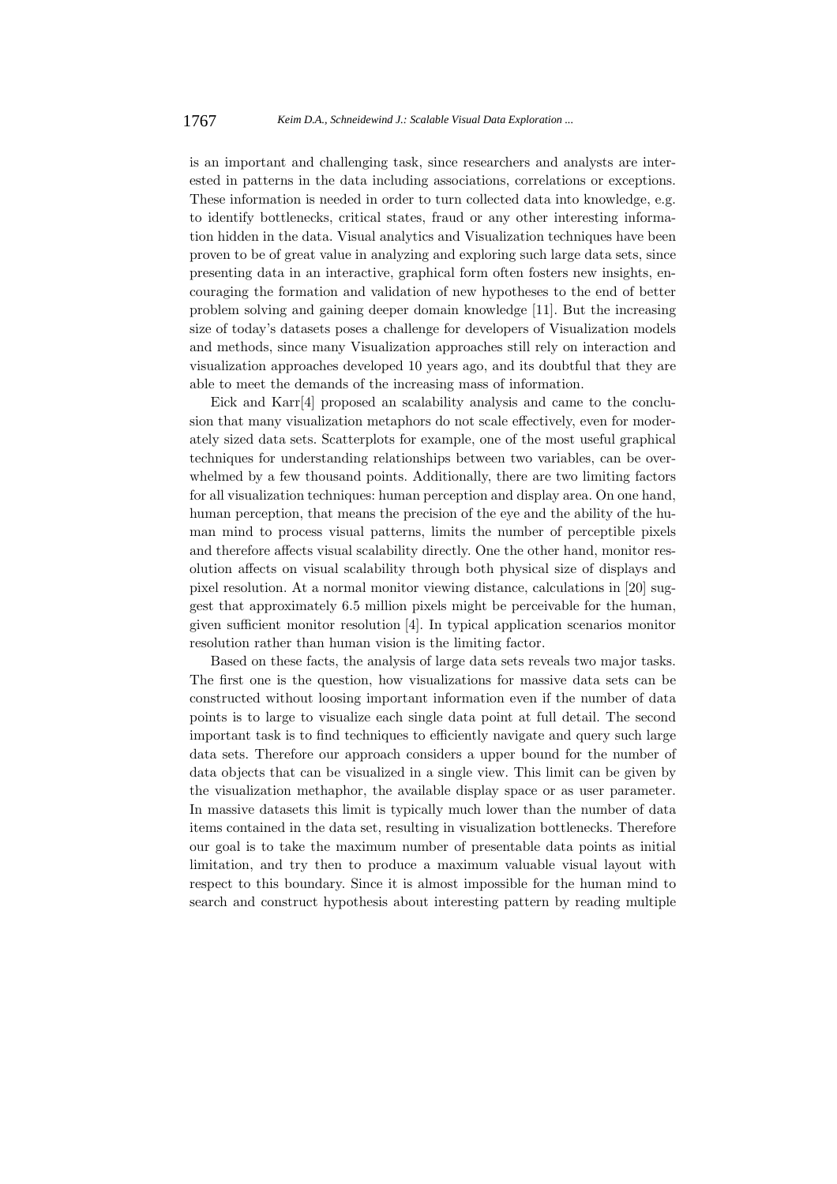is an important and challenging task, since researchers and analysts are interested in patterns in the data including associations, correlations or exceptions. These information is needed in order to turn collected data into knowledge, e.g. to identify bottlenecks, critical states, fraud or any other interesting information hidden in the data. Visual analytics and Visualization techniques have been proven to be of great value in analyzing and exploring such large data sets, since presenting data in an interactive, graphical form often fosters new insights, encouraging the formation and validation of new hypotheses to the end of better problem solving and gaining deeper domain knowledge [11]. But the increasing size of today's datasets poses a challenge for developers of Visualization models and methods, since many Visualization approaches still rely on interaction and visualization approaches developed 10 years ago, and its doubtful that they are able to meet the demands of the increasing mass of information.

Eick and Karr[4] proposed an scalability analysis and came to the conclusion that many visualization metaphors do not scale effectively, even for moderately sized data sets. Scatterplots for example, one of the most useful graphical techniques for understanding relationships between two variables, can be overwhelmed by a few thousand points. Additionally, there are two limiting factors for all visualization techniques: human perception and display area. On one hand, human perception, that means the precision of the eye and the ability of the human mind to process visual patterns, limits the number of perceptible pixels and therefore affects visual scalability directly. One the other hand, monitor resolution affects on visual scalability through both physical size of displays and pixel resolution. At a normal monitor viewing distance, calculations in [20] suggest that approximately 6.5 million pixels might be perceivable for the human, given sufficient monitor resolution [4]. In typical application scenarios monitor resolution rather than human vision is the limiting factor.

Based on these facts, the analysis of large data sets reveals two major tasks. The first one is the question, how visualizations for massive data sets can be constructed without loosing important information even if the number of data points is to large to visualize each single data point at full detail. The second important task is to find techniques to efficiently navigate and query such large data sets. Therefore our approach considers a upper bound for the number of data objects that can be visualized in a single view. This limit can be given by the visualization methaphor, the available display space or as user parameter. In massive datasets this limit is typically much lower than the number of data items contained in the data set, resulting in visualization bottlenecks. Therefore our goal is to take the maximum number of presentable data points as initial limitation, and try then to produce a maximum valuable visual layout with respect to this boundary. Since it is almost impossible for the human mind to search and construct hypothesis about interesting pattern by reading multiple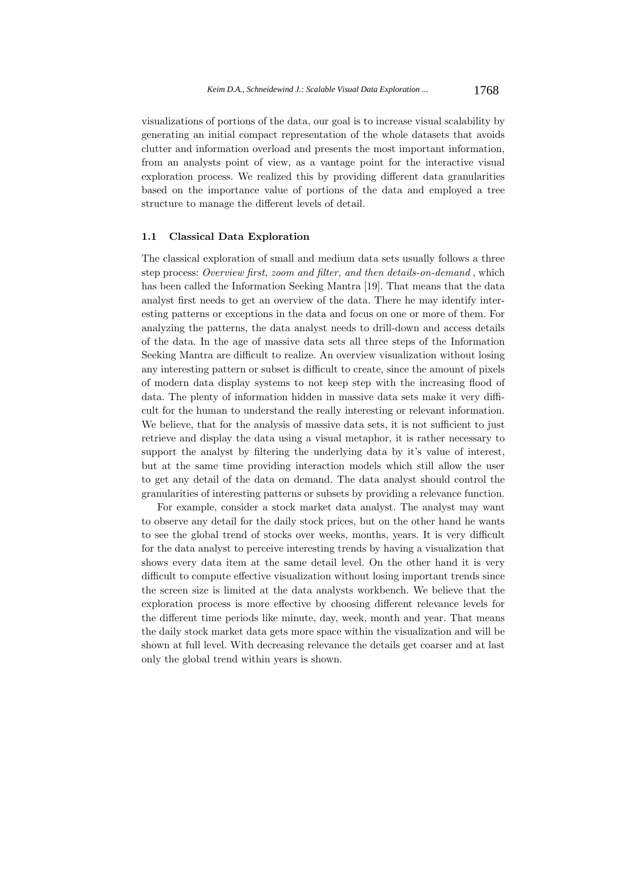visualizations of portions of the data, our goal is to increase visual scalability by generating an initial compact representation of the whole datasets that avoids clutter and information overload and presents the most important information, from an analysts point of view, as a vantage point for the interactive visual exploration process. We realized this by providing different data granularities based on the importance value of portions of the data and employed a tree structure to manage the different levels of detail.

### 1.1 Classical Data Exploration

The classical exploration of small and medium data sets usually follows a three step process: *Overview first, zoom and filter, and then details-on-demand* , which has been called the Information Seeking Mantra [19]. That means that the data analyst first needs to get an overview of the data. There he may identify interesting patterns or exceptions in the data and focus on one or more of them. For analyzing the patterns, the data analyst needs to drill-down and access details of the data. In the age of massive data sets all three steps of the Information Seeking Mantra are difficult to realize. An overview visualization without losing any interesting pattern or subset is difficult to create, since the amount of pixels of modern data display systems to not keep step with the increasing flood of data. The plenty of information hidden in massive data sets make it very difficult for the human to understand the really interesting or relevant information. We believe, that for the analysis of massive data sets, it is not sufficient to just retrieve and display the data using a visual metaphor, it is rather necessary to support the analyst by filtering the underlying data by it's value of interest, but at the same time providing interaction models which still allow the user to get any detail of the data on demand. The data analyst should control the granularities of interesting patterns or subsets by providing a relevance function.

For example, consider a stock market data analyst. The analyst may want to observe any detail for the daily stock prices, but on the other hand he wants to see the global trend of stocks over weeks, months, years. It is very difficult for the data analyst to perceive interesting trends by having a visualization that shows every data item at the same detail level. On the other hand it is very difficult to compute effective visualization without losing important trends since the screen size is limited at the data analysts workbench. We believe that the exploration process is more effective by choosing different relevance levels for the different time periods like minute, day, week, month and year. That means the daily stock market data gets more space within the visualization and will be shown at full level. With decreasing relevance the details get coarser and at last only the global trend within years is shown.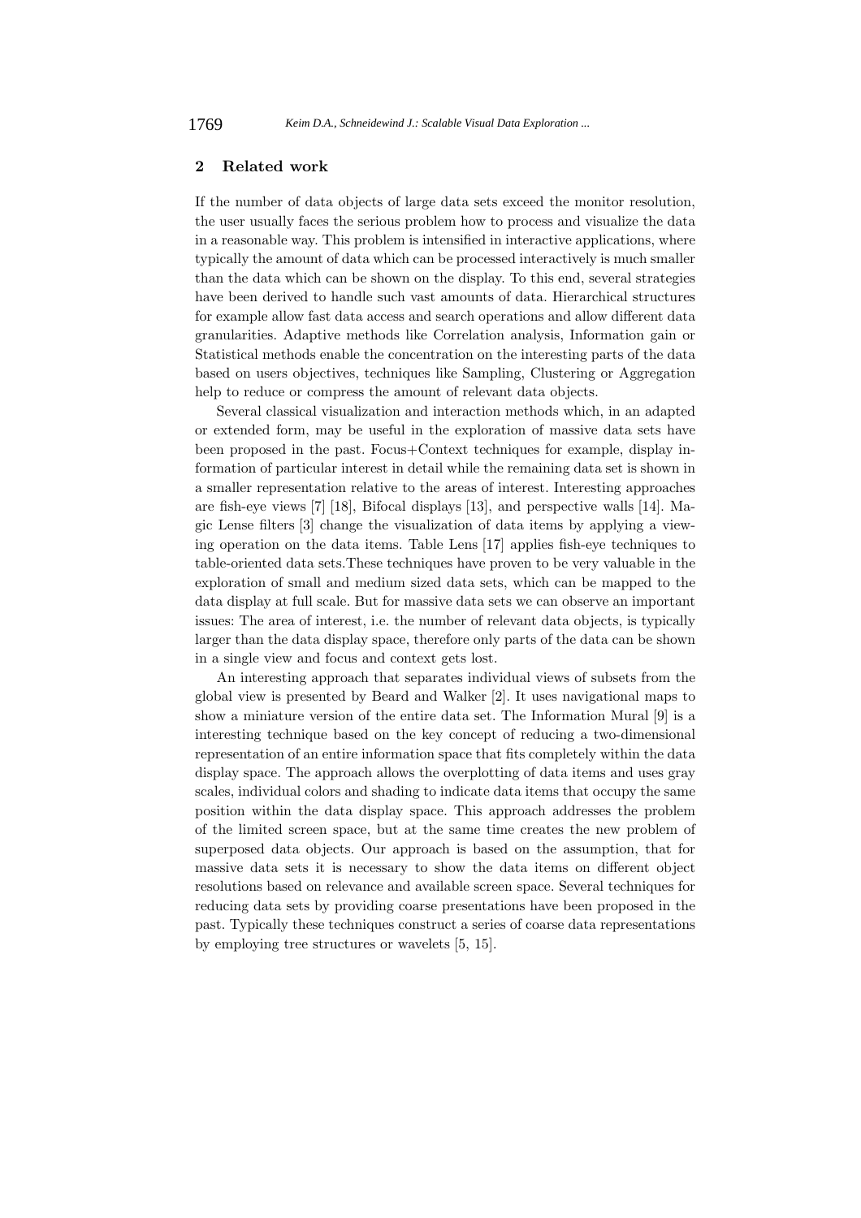## 2 Related work

If the number of data objects of large data sets exceed the monitor resolution, the user usually faces the serious problem how to process and visualize the data in a reasonable way. This problem is intensified in interactive applications, where typically the amount of data which can be processed interactively is much smaller than the data which can be shown on the display. To this end, several strategies have been derived to handle such vast amounts of data. Hierarchical structures for example allow fast data access and search operations and allow different data granularities. Adaptive methods like Correlation analysis, Information gain or Statistical methods enable the concentration on the interesting parts of the data based on users objectives, techniques like Sampling, Clustering or Aggregation help to reduce or compress the amount of relevant data objects.

Several classical visualization and interaction methods which, in an adapted or extended form, may be useful in the exploration of massive data sets have been proposed in the past. Focus+Context techniques for example, display information of particular interest in detail while the remaining data set is shown in a smaller representation relative to the areas of interest. Interesting approaches are fish-eye views [7] [18], Bifocal displays [13], and perspective walls [14]. Magic Lense filters [3] change the visualization of data items by applying a viewing operation on the data items. Table Lens [17] applies fish-eye techniques to table-oriented data sets.These techniques have proven to be very valuable in the exploration of small and medium sized data sets, which can be mapped to the data display at full scale. But for massive data sets we can observe an important issues: The area of interest, i.e. the number of relevant data objects, is typically larger than the data display space, therefore only parts of the data can be shown in a single view and focus and context gets lost.

An interesting approach that separates individual views of subsets from the global view is presented by Beard and Walker [2]. It uses navigational maps to show a miniature version of the entire data set. The Information Mural [9] is a interesting technique based on the key concept of reducing a two-dimensional representation of an entire information space that fits completely within the data display space. The approach allows the overplotting of data items and uses gray scales, individual colors and shading to indicate data items that occupy the same position within the data display space. This approach addresses the problem of the limited screen space, but at the same time creates the new problem of superposed data objects. Our approach is based on the assumption, that for massive data sets it is necessary to show the data items on different object resolutions based on relevance and available screen space. Several techniques for reducing data sets by providing coarse presentations have been proposed in the past. Typically these techniques construct a series of coarse data representations by employing tree structures or wavelets [5, 15].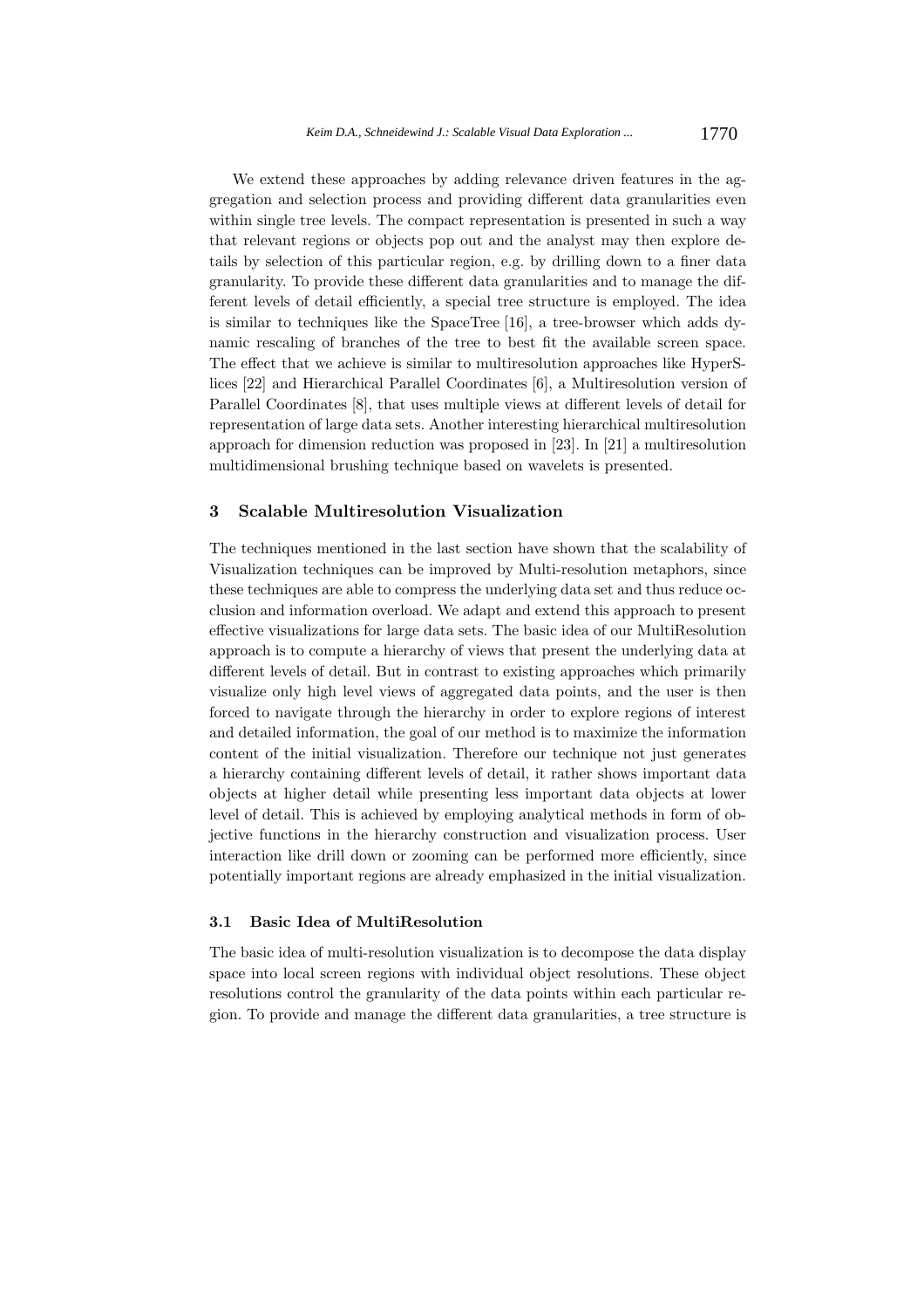We extend these approaches by adding relevance driven features in the aggregation and selection process and providing different data granularities even within single tree levels. The compact representation is presented in such a way that relevant regions or objects pop out and the analyst may then explore details by selection of this particular region, e.g. by drilling down to a finer data granularity. To provide these different data granularities and to manage the different levels of detail efficiently, a special tree structure is employed. The idea is similar to techniques like the SpaceTree [16], a tree-browser which adds dynamic rescaling of branches of the tree to best fit the available screen space. The effect that we achieve is similar to multiresolution approaches like HyperSlices [22] and Hierarchical Parallel Coordinates [6], a Multiresolution version of Parallel Coordinates [8], that uses multiple views at different levels of detail for representation of large data sets. Another interesting hierarchical multiresolution approach for dimension reduction was proposed in [23]. In [21] a multiresolution multidimensional brushing technique based on wavelets is presented.

## 3 Scalable Multiresolution Visualization

The techniques mentioned in the last section have shown that the scalability of Visualization techniques can be improved by Multi-resolution metaphors, since these techniques are able to compress the underlying data set and thus reduce occlusion and information overload. We adapt and extend this approach to present effective visualizations for large data sets. The basic idea of our MultiResolution approach is to compute a hierarchy of views that present the underlying data at different levels of detail. But in contrast to existing approaches which primarily visualize only high level views of aggregated data points, and the user is then forced to navigate through the hierarchy in order to explore regions of interest and detailed information, the goal of our method is to maximize the information content of the initial visualization. Therefore our technique not just generates a hierarchy containing different levels of detail, it rather shows important data objects at higher detail while presenting less important data objects at lower level of detail. This is achieved by employing analytical methods in form of objective functions in the hierarchy construction and visualization process. User interaction like drill down or zooming can be performed more efficiently, since potentially important regions are already emphasized in the initial visualization.

### 3.1 Basic Idea of MultiResolution

The basic idea of multi-resolution visualization is to decompose the data display space into local screen regions with individual object resolutions. These object resolutions control the granularity of the data points within each particular region. To provide and manage the different data granularities, a tree structure is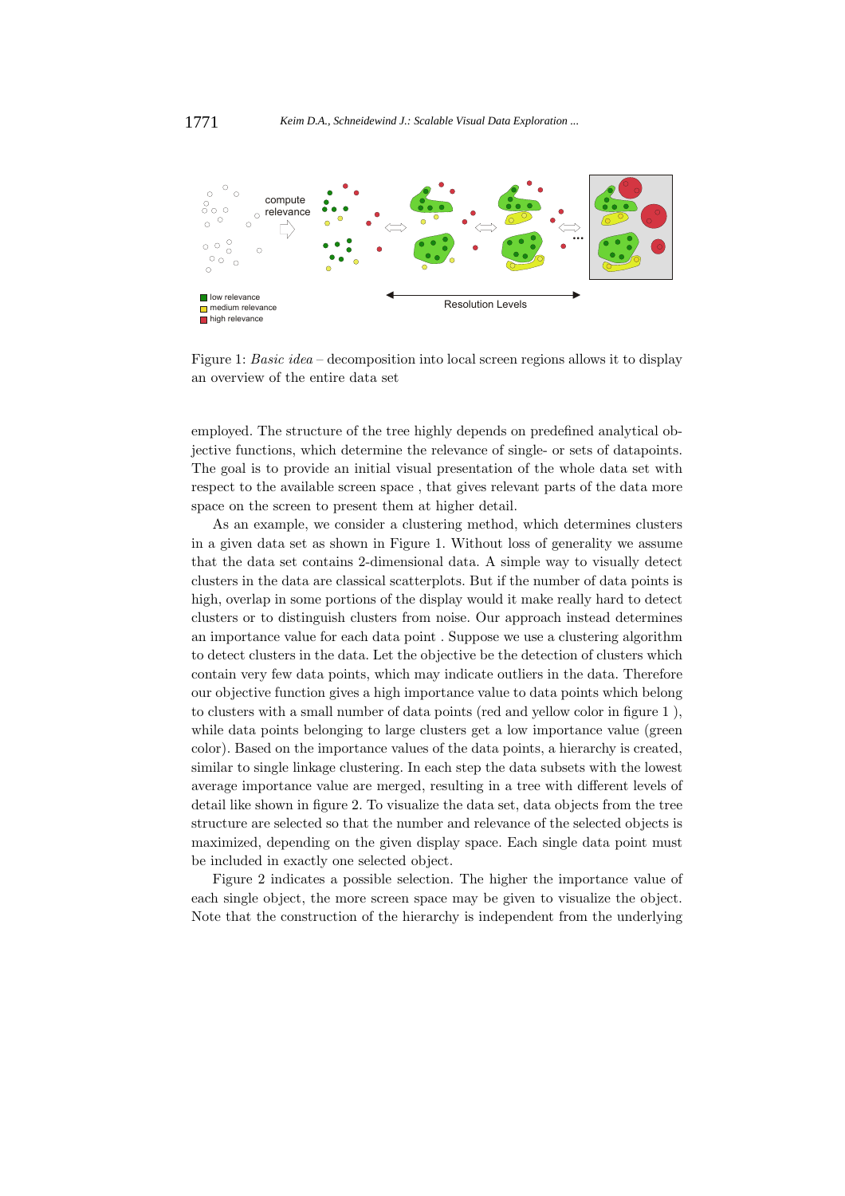Figure 1: *Basic idea* – decomposition into local screen regions allows it to display an overview of the entire data set

employed. The structure of the tree highly depends on predefined analytical objective functions, which determine the relevance of single- or sets of datapoints. The goal is to provide an initial visual presentation of the whole data set with respect to the available screen space , that gives relevant parts of the data more space on the screen to present them at higher detail.

As an example, we consider a clustering method, which determines clusters in a given data set as shown in Figure 1. Without loss of generality we assume that the data set contains 2-dimensional data. A simple way to visually detect clusters in the data are classical scatterplots. But if the number of data points is high, overlap in some portions of the display would it make really hard to detect clusters or to distinguish clusters from noise. Our approach instead determines an importance value for each data point . Suppose we use a clustering algorithm to detect clusters in the data. Let the objective be the detection of clusters which contain very few data points, which may indicate outliers in the data. Therefore our objective function gives a high importance value to data points which belong to clusters with a small number of data points (red and yellow color in figure 1 ), while data points belonging to large clusters get a low importance value (green color). Based on the importance values of the data points, a hierarchy is created, similar to single linkage clustering. In each step the data subsets with the lowest average importance value are merged, resulting in a tree with different levels of detail like shown in figure 2. To visualize the data set, data objects from the tree structure are selected so that the number and relevance of the selected objects is maximized, depending on the given display space. Each single data point must be included in exactly one selected object.

Figure 2 indicates a possible selection. The higher the importance value of each single object, the more screen space may be given to visualize the object. Note that the construction of the hierarchy is independent from the underlying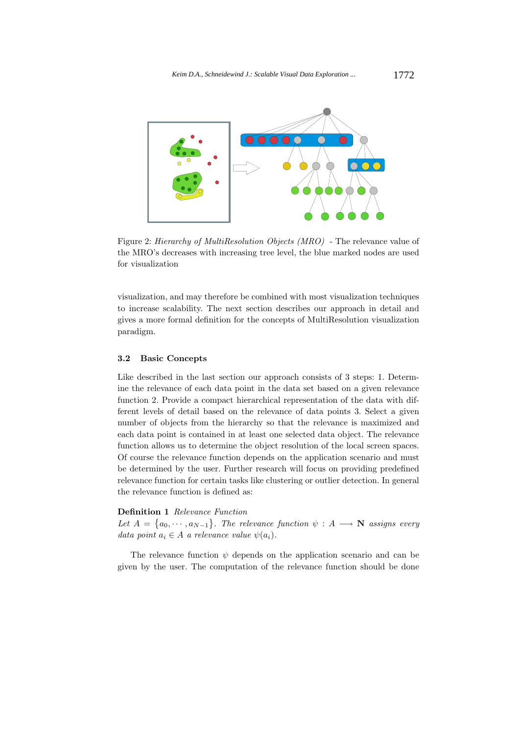Figure 2: *Hierarchy of MultiResolution Objects (MRO)* - The relevance value of the MRO's decreases with increasing tree level, the blue marked nodes are used for visualization

visualization, and may therefore be combined with most visualization techniques to increase scalability. The next section describes our approach in detail and gives a more formal definition for the concepts of MultiResolution visualization paradigm.

### 3.2 Basic Concepts

Like described in the last section our approach consists of 3 steps: 1. Determine the relevance of each data point in the data set based on a given relevance function 2. Provide a compact hierarchical representation of the data with different levels of detail based on the relevance of data points 3. Select a given number of objects from the hierarchy so that the relevance is maximized and each data point is contained in at least one selected data object. The relevance function allows us to determine the object resolution of the local screen spaces. Of course the relevance function depends on the application scenario and must be determined by the user. Further research will focus on providing predefined relevance function for certain tasks like clustering or outlier detection. In general the relevance function is defined as:

**Definition 1** *Relevance Function*
*Let* $A = \{a_0, \cdots, a_{N-1}\}$*. The relevance function* $\psi : A \longrightarrow \mathbf{N}$ *assigns every data point* $a_i \in A$ *a relevance value* $\psi(a_i)$*.*

The relevance function $\psi$ depends on the application scenario and can be given by the user. The computation of the relevance function should be done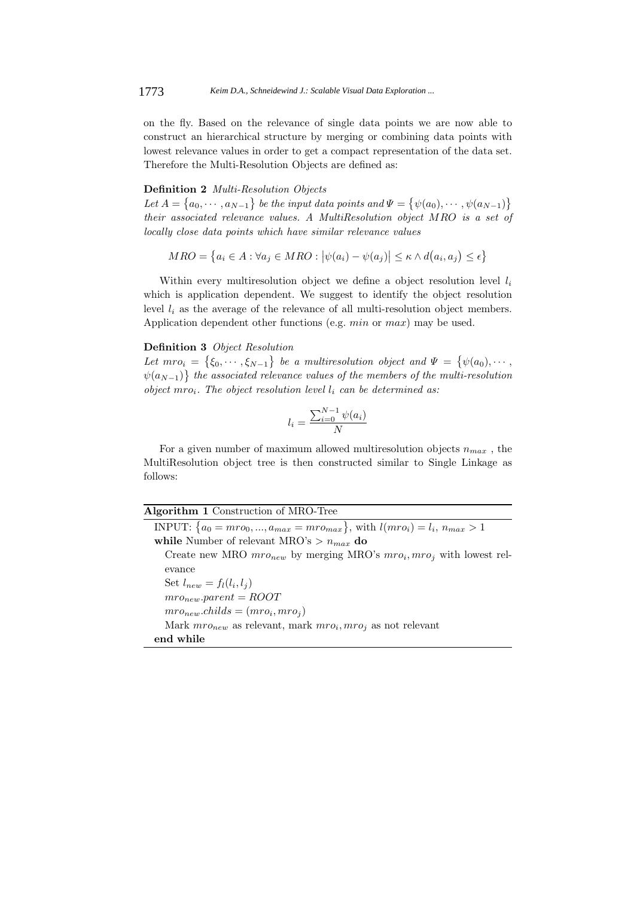on the fly. Based on the relevance of single data points we are now able to construct an hierarchical structure by merging or combining data points with lowest relevance values in order to get a compact representation of the data set. Therefore the Multi-Resolution Objects are defined as:

**Definition 2** *Multi-Resolution Objects*
*Let* $A = \{a_0, \cdots, a_{N-1}\}$ *be the input data points and* $\Psi = \{\psi(a_0), \cdots, \psi(a_{N-1})\}$ *their associated relevance values. A MultiResolution object* $MRO$ *is a set of locally close data points which have similar relevance values*

$$MRO = \{a_i \in A : \forall a_j \in MRO : |\psi(a_i) - \psi(a_j)| \leq \kappa \wedge d(a_i, a_j) \leq \epsilon\}$$

Within every multiresolution object we define a object resolution level $l_i$ which is application dependent. We suggest to identify the object resolution level $l_i$ as the average of the relevance of all multi-resolution object members. Application dependent other functions (e.g. $min$ or $max$) may be used.

**Definition 3** *Object Resolution*
*Let* $mro_i = \{\xi_0, \cdots, \xi_{N-1}\}$ *be a multiresolution object and* $\Psi = \{\psi(a_0), \cdots, \psi(a_{N-1})\}$ *the associated relevance values of the members of the multi-resolution object* $mro_i$*. The object resolution level* $l_i$ *can be determined as:*

$$l_i = \frac{\sum_{i=0}^{N-1} \psi(a_i)}{N}$$

For a given number of maximum allowed multiresolution objects $n_{max}$ , the MultiResolution object tree is then constructed similar to Single Linkage as follows:

**Algorithm 1** Construction of MRO-Tree

INPUT: $\{a_0 = mro_0, ..., a_{max} = mro_{max}\}$, with $l(mro_i) = l_i$, $n_{max} > 1$
**while** Number of relevant MRO's $> n_{max}$ **do**
  Create new MRO $mro_{new}$ by merging MRO's $mro_i, mro_j$ with lowest relevance
  Set $l_{new} = f_l(l_i, l_j)$
  $mro_{new}.parent = ROOT$
  $mro_{new}.childs = (mro_i, mro_j)$
  Mark $mro_{new}$ as relevant, mark $mro_i, mro_j$ as not relevant
**end while**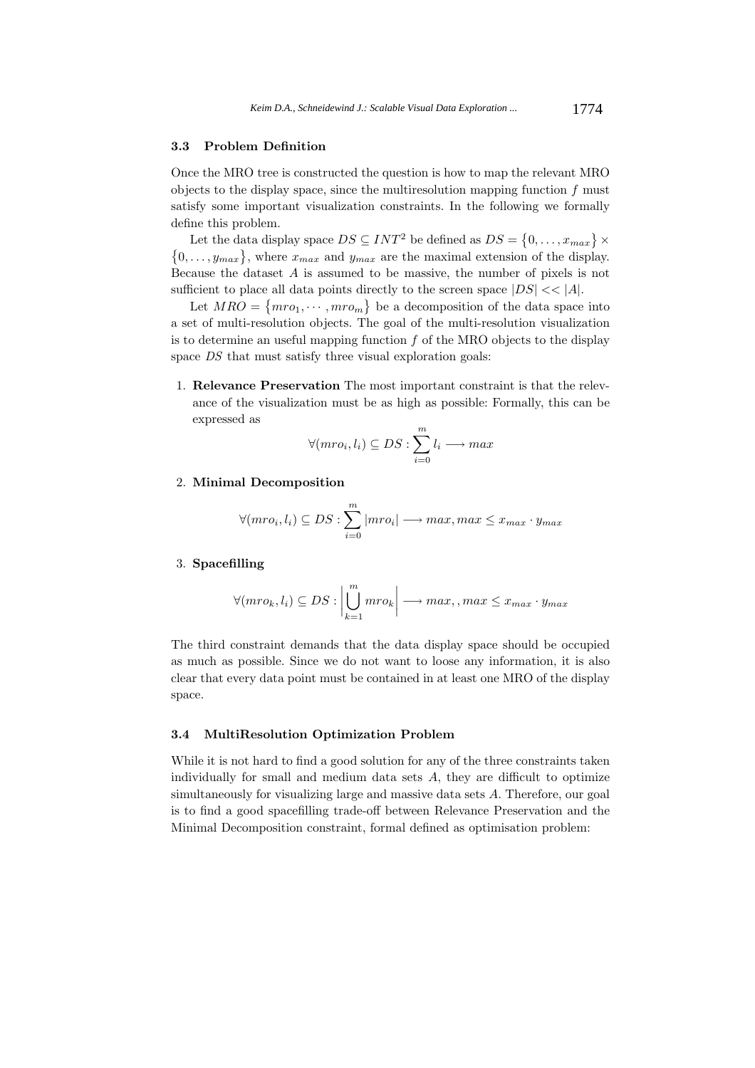### 3.3 Problem Definition

Once the MRO tree is constructed the question is how to map the relevant MRO objects to the display space, since the multiresolution mapping function $f$ must satisfy some important visualization constraints. In the following we formally define this problem.

Let the data display space $DS \subseteq INT^2$ be defined as $DS = \{0, \ldots, x_{max}\} \times \{0, \ldots, y_{max}\}$, where $x_{max}$ and $y_{max}$ are the maximal extension of the display. Because the dataset $A$ is assumed to be massive, the number of pixels is not sufficient to place all data points directly to the screen space $|DS| << |A|$.

Let $MRO = \{mro_1, \cdots, mro_m\}$ be a decomposition of the data space into a set of multi-resolution objects. The goal of the multi-resolution visualization is to determine an useful mapping function $f$ of the MRO objects to the display space $DS$ that must satisfy three visual exploration goals:

1. **Relevance Preservation** The most important constraint is that the relevance of the visualization must be as high as possible: Formally, this can be expressed as

$$\forall (mro_i, l_i) \subseteq DS : \sum_{i=0}^{m} l_i \longrightarrow max$$

2. **Minimal Decomposition**

$$\forall (mro_i, l_i) \subseteq DS : \sum_{i=0}^{m} |mro_i| \longrightarrow max, max \leq x_{max} \cdot y_{max}$$

3. **Spacefilling**

$$\forall (mro_k, l_i) \subseteq DS : \left| \bigcup_{k=1}^{m} mro_k \right| \longrightarrow max, , max \leq x_{max} \cdot y_{max}$$

The third constraint demands that the data display space should be occupied as much as possible. Since we do not want to loose any information, it is also clear that every data point must be contained in at least one MRO of the display space.

### 3.4 MultiResolution Optimization Problem

While it is not hard to find a good solution for any of the three constraints taken individually for small and medium data sets $A$, they are difficult to optimize simultaneously for visualizing large and massive data sets $A$. Therefore, our goal is to find a good spacefilling trade-off between Relevance Preservation and the Minimal Decomposition constraint, formal defined as optimisation problem: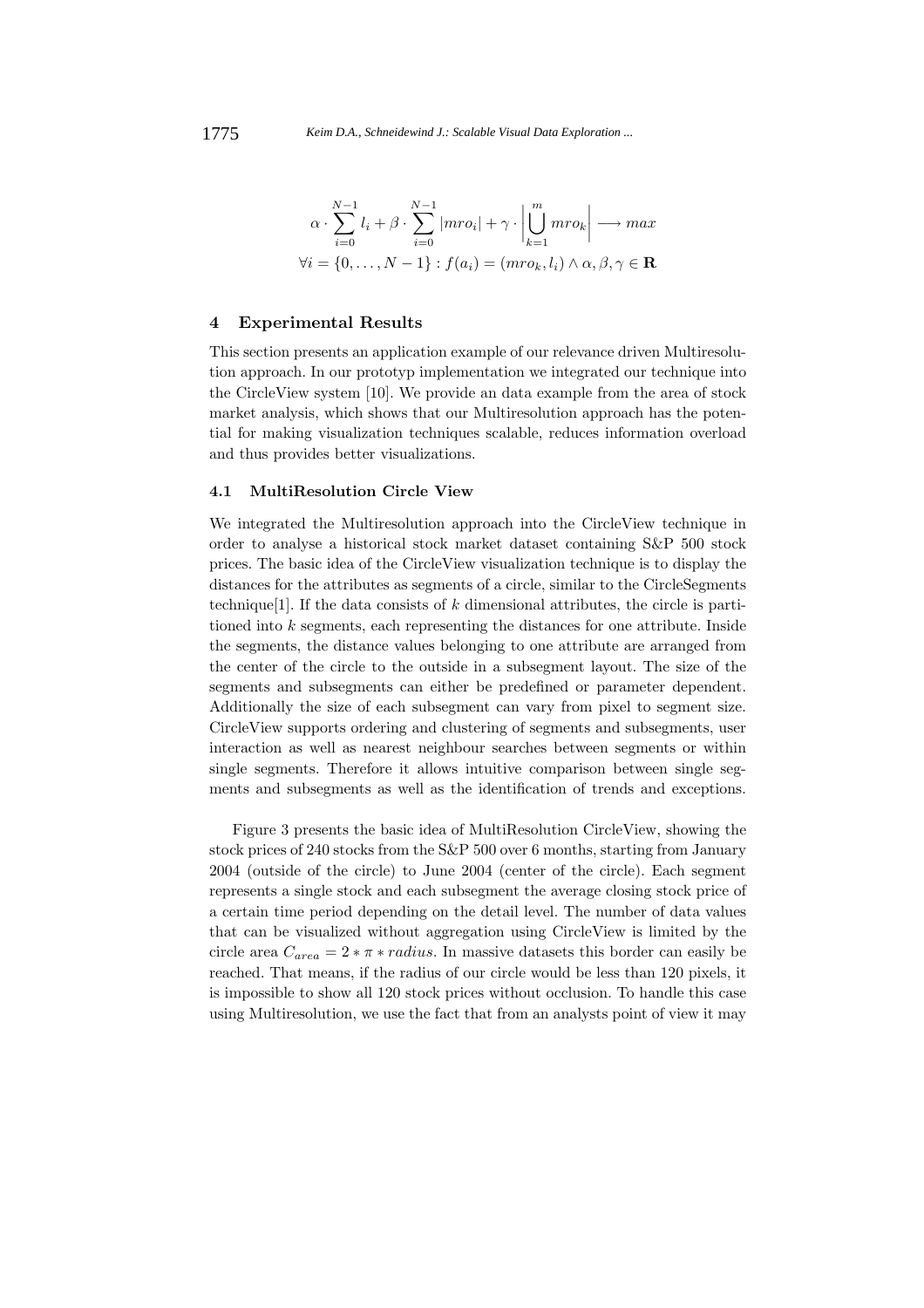$$\alpha \cdot \sum_{i=0}^{N-1} l_i + \beta \cdot \sum_{i=0}^{N-1} |mro_i| + \gamma \cdot \left| \bigcup_{k=1}^{m} mro_k \right| \longrightarrow max$$
$$\forall i = \{0, \ldots, N-1\} : f(a_i) = (mro_k, l_i) \wedge \alpha, \beta, \gamma \in \mathbf{R}$$

## 4 Experimental Results

This section presents an application example of our relevance driven Multiresolution approach. In our prototyp implementation we integrated our technique into the CircleView system [10]. We provide an data example from the area of stock market analysis, which shows that our Multiresolution approach has the potential for making visualization techniques scalable, reduces information overload and thus provides better visualizations.

### 4.1 MultiResolution Circle View

We integrated the Multiresolution approach into the CircleView technique in order to analyse a historical stock market dataset containing S&P 500 stock prices. The basic idea of the CircleView visualization technique is to display the distances for the attributes as segments of a circle, similar to the CircleSegments technique[1]. If the data consists of $k$ dimensional attributes, the circle is partitioned into $k$ segments, each representing the distances for one attribute. Inside the segments, the distance values belonging to one attribute are arranged from the center of the circle to the outside in a subsegment layout. The size of the segments and subsegments can either be predefined or parameter dependent. Additionally the size of each subsegment can vary from pixel to segment size. CircleView supports ordering and clustering of segments and subsegments, user interaction as well as nearest neighbour searches between segments or within single segments. Therefore it allows intuitive comparison between single segments and subsegments as well as the identification of trends and exceptions.

Figure 3 presents the basic idea of MultiResolution CircleView, showing the stock prices of 240 stocks from the S&P 500 over 6 months, starting from January 2004 (outside of the circle) to June 2004 (center of the circle). Each segment represents a single stock and each subsegment the average closing stock price of a certain time period depending on the detail level. The number of data values that can be visualized without aggregation using CircleView is limited by the circle area $C_{area} = 2 * \pi * radius$. In massive datasets this border can easily be reached. That means, if the radius of our circle would be less than 120 pixels, it is impossible to show all 120 stock prices without occlusion. To handle this case using Multiresolution, we use the fact that from an analysts point of view it may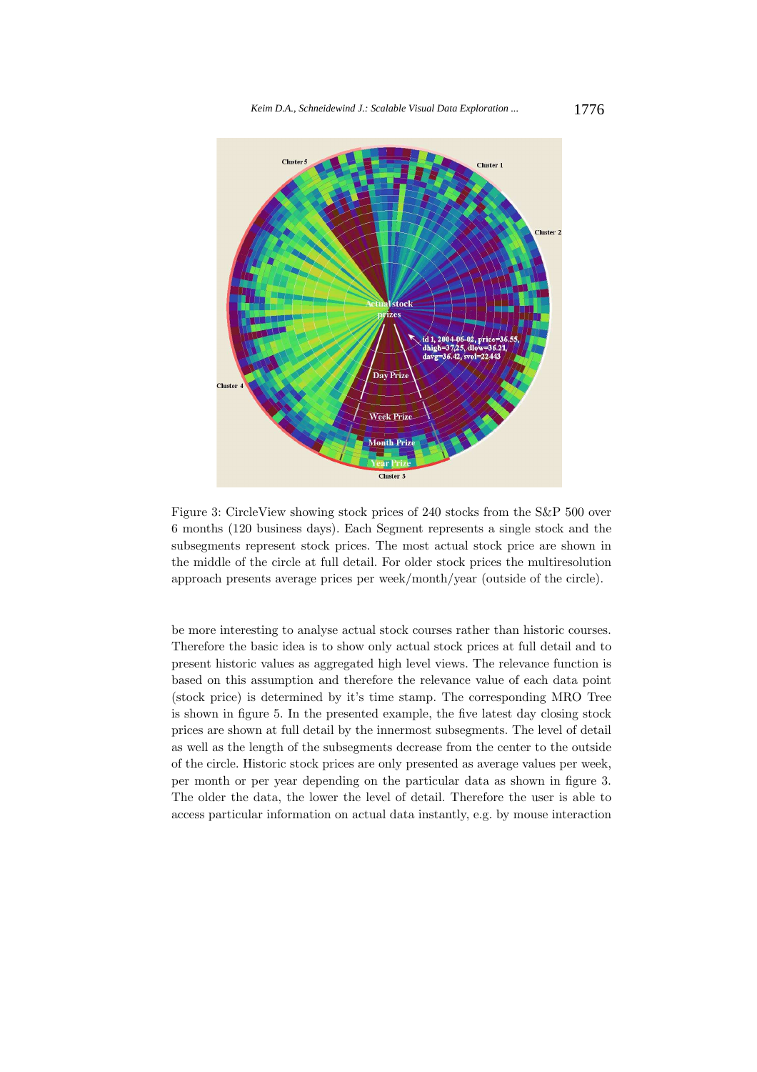Figure 3: CircleView showing stock prices of 240 stocks from the S&P 500 over 6 months (120 business days). Each Segment represents a single stock and the subsegments represent stock prices. The most actual stock price are shown in the middle of the circle at full detail. For older stock prices the multiresolution approach presents average prices per week/month/year (outside of the circle).

be more interesting to analyse actual stock courses rather than historic courses. Therefore the basic idea is to show only actual stock prices at full detail and to present historic values as aggregated high level views. The relevance function is based on this assumption and therefore the relevance value of each data point (stock price) is determined by it's time stamp. The corresponding MRO Tree is shown in figure 5. In the presented example, the five latest day closing stock prices are shown at full detail by the innermost subsegments. The level of detail as well as the length of the subsegments decrease from the center to the outside of the circle. Historic stock prices are only presented as average values per week, per month or per year depending on the particular data as shown in figure 3. The older the data, the lower the level of detail. Therefore the user is able to access particular information on actual data instantly, e.g. by mouse interaction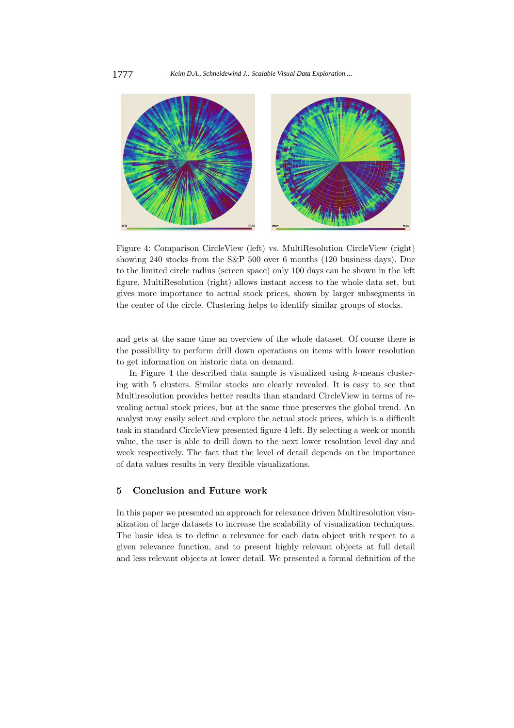Figure 4: Comparison CircleView (left) vs. MultiResolution CircleView (right) showing 240 stocks from the S&P 500 over 6 months (120 business days). Due to the limited circle radius (screen space) only 100 days can be shown in the left figure, MultiResolution (right) allows instant access to the whole data set, but gives more importance to actual stock prices, shown by larger subsegments in the center of the circle. Clustering helps to identify similar groups of stocks.

and gets at the same time an overview of the whole dataset. Of course there is the possibility to perform drill down operations on items with lower resolution to get information on historic data on demand.

In Figure 4 the described data sample is visualized using $k$-means clustering with 5 clusters. Similar stocks are clearly revealed. It is easy to see that Multiresolution provides better results than standard CircleView in terms of revealing actual stock prices, but at the same time preserves the global trend. An analyst may easily select and explore the actual stock prices, which is a difficult task in standard CircleView presented figure 4 left. By selecting a week or month value, the user is able to drill down to the next lower resolution level day and week respectively. The fact that the level of detail depends on the importance of data values results in very flexible visualizations.

## 5 Conclusion and Future work

In this paper we presented an approach for relevance driven Multiresolution visualization of large datasets to increase the scalability of visualization techniques. The basic idea is to define a relevance for each data object with respect to a given relevance function, and to present highly relevant objects at full detail and less relevant objects at lower detail. We presented a formal definition of the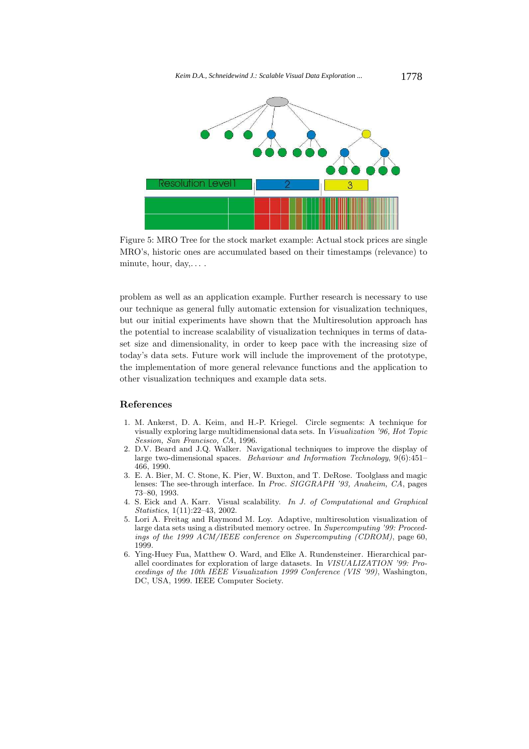Figure 5: MRO Tree for the stock market example: Actual stock prices are single MRO's, historic ones are accumulated based on their timestamps (relevance) to minute, hour, day,. . . .

problem as well as an application example. Further research is necessary to use our technique as general fully automatic extension for visualization techniques, but our initial experiments have shown that the Multiresolution approach has the potential to increase scalability of visualization techniques in terms of dataset size and dimensionality, in order to keep pace with the increasing size of today's data sets. Future work will include the improvement of the prototype, the implementation of more general relevance functions and the application to other visualization techniques and example data sets.

## References

1. M. Ankerst, D. A. Keim, and H.-P. Kriegel. Circle segments: A technique for visually exploring large multidimensional data sets. In *Visualization '96, Hot Topic Session, San Francisco, CA*, 1996.
2. D.V. Beard and J.Q. Walker. Navigational techniques to improve the display of large two-dimensional spaces. *Behaviour and Information Technology*, 9(6):451–466, 1990.
3. E. A. Bier, M. C. Stone, K. Pier, W. Buxton, and T. DeRose. Toolglass and magic lenses: The see-through interface. In *Proc. SIGGRAPH '93, Anaheim, CA*, pages 73–80, 1993.
4. S. Eick and A. Karr. Visual scalability. *In J. of Computational and Graphical Statistics*, 1(11):22–43, 2002.
5. Lori A. Freitag and Raymond M. Loy. Adaptive, multiresolution visualization of large data sets using a distributed memory octree. In *Supercomputing '99: Proceedings of the 1999 ACM/IEEE conference on Supercomputing (CDROM)*, page 60, 1999.
6. Ying-Huey Fua, Matthew O. Ward, and Elke A. Rundensteiner. Hierarchical parallel coordinates for exploration of large datasets. In *VISUALIZATION '99: Proceedings of the 10th IEEE Visualization 1999 Conference (VIS '99)*, Washington, DC, USA, 1999. IEEE Computer Society.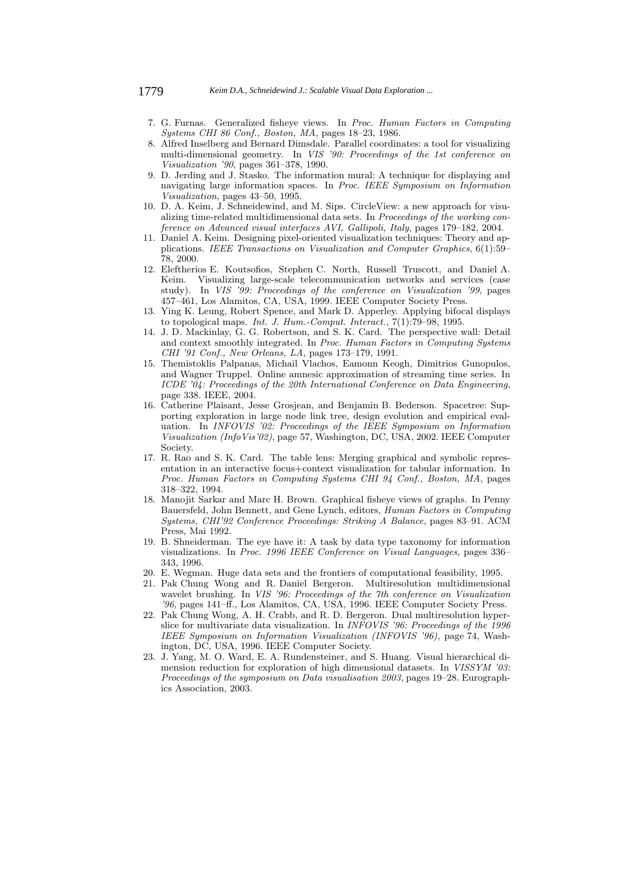7. G. Furnas. Generalized fisheye views. In *Proc. Human Factors in Computing Systems CHI 86 Conf., Boston, MA*, pages 18–23, 1986.
8. Alfred Inselberg and Bernard Dimsdale. Parallel coordinates: a tool for visualizing multi-dimensional geometry. In *VIS '90: Proceedings of the 1st conference on Visualization '90*, pages 361–378, 1990.
9. D. Jerding and J. Stasko. The information mural: A technique for displaying and navigating large information spaces. In *Proc. IEEE Symposium on Information Visualization*, pages 43–50, 1995.
10. D. A. Keim, J. Schneidewind, and M. Sips. CircleView: a new approach for visualizing time-related multidimensional data sets. In *Proceedings of the working conference on Advanced visual interfaces AVI, Gallipoli, Italy*, pages 179–182, 2004.
11. Daniel A. Keim. Designing pixel-oriented visualization techniques: Theory and applications. *IEEE Transactions on Visualization and Computer Graphics*, 6(1):59–78, 2000.
12. Eleftherios E. Koutsofios, Stephen C. North, Russell Truscott, and Daniel A. Keim. Visualizing large-scale telecommunication networks and services (case study). In *VIS '99: Proceedings of the conference on Visualization '99*, pages 457–461, Los Alamitos, CA, USA, 1999. IEEE Computer Society Press.
13. Ying K. Leung, Robert Spence, and Mark D. Apperley. Applying bifocal displays to topological maps. *Int. J. Hum.-Comput. Interact.*, 7(1):79–98, 1995.
14. J. D. Mackinlay, G. G. Robertson, and S. K. Card. The perspective wall: Detail and context smoothly integrated. In *Proc. Human Factors in Computing Systems CHI '91 Conf., New Orleans, LA*, pages 173–179, 1991.
15. Themistoklis Palpanas, Michail Vlachos, Eamonn Keogh, Dimitrios Gunopulos, and Wagner Truppel. Online amnesic approximation of streaming time series. In *ICDE '04: Proceedings of the 20th International Conference on Data Engineering*, page 338. IEEE, 2004.
16. Catherine Plaisant, Jesse Grosjean, and Benjamin B. Bederson. Spacetree: Supporting exploration in large node link tree, design evolution and empirical evaluation. In *INFOVIS '02: Proceedings of the IEEE Symposium on Information Visualization (InfoVis'02)*, page 57, Washington, DC, USA, 2002. IEEE Computer Society.
17. R. Rao and S. K. Card. The table lens: Merging graphical and symbolic representation in an interactive focus+context visualization for tabular information. In *Proc. Human Factors in Computing Systems CHI 94 Conf., Boston, MA*, pages 318–322, 1994.
18. Manojit Sarkar and Marc H. Brown. Graphical fisheye views of graphs. In Penny Bauersfeld, John Bennett, and Gene Lynch, editors, *Human Factors in Computing Systems, CHI'92 Conference Proceedings: Striking A Balance*, pages 83–91. ACM Press, Mai 1992.
19. B. Shneiderman. The eye have it: A task by data type taxonomy for information visualizations. In *Proc. 1996 IEEE Conference on Visual Languages*, pages 336–343, 1996.
20. E. Wegman. Huge data sets and the frontiers of computational feasibility, 1995.
21. Pak Chung Wong and R. Daniel Bergeron. Multiresolution multidimensional wavelet brushing. In *VIS '96: Proceedings of the 7th conference on Visualization '96*, pages 141–ff., Los Alamitos, CA, USA, 1996. IEEE Computer Society Press.
22. Pak Chung Wong, A. H. Crabb, and R. D. Bergeron. Dual multiresolution hyperslice for multivariate data visualization. In *INFOVIS '96: Proceedings of the 1996 IEEE Symposium on Information Visualization (INFOVIS '96)*, page 74, Washington, DC, USA, 1996. IEEE Computer Society.
23. J. Yang, M. O. Ward, E. A. Rundensteiner, and S. Huang. Visual hierarchical dimension reduction for exploration of high dimensional datasets. In *VISSYM '03: Proceedings of the symposium on Data visualisation 2003*, pages 19–28. Eurographics Association, 2003.